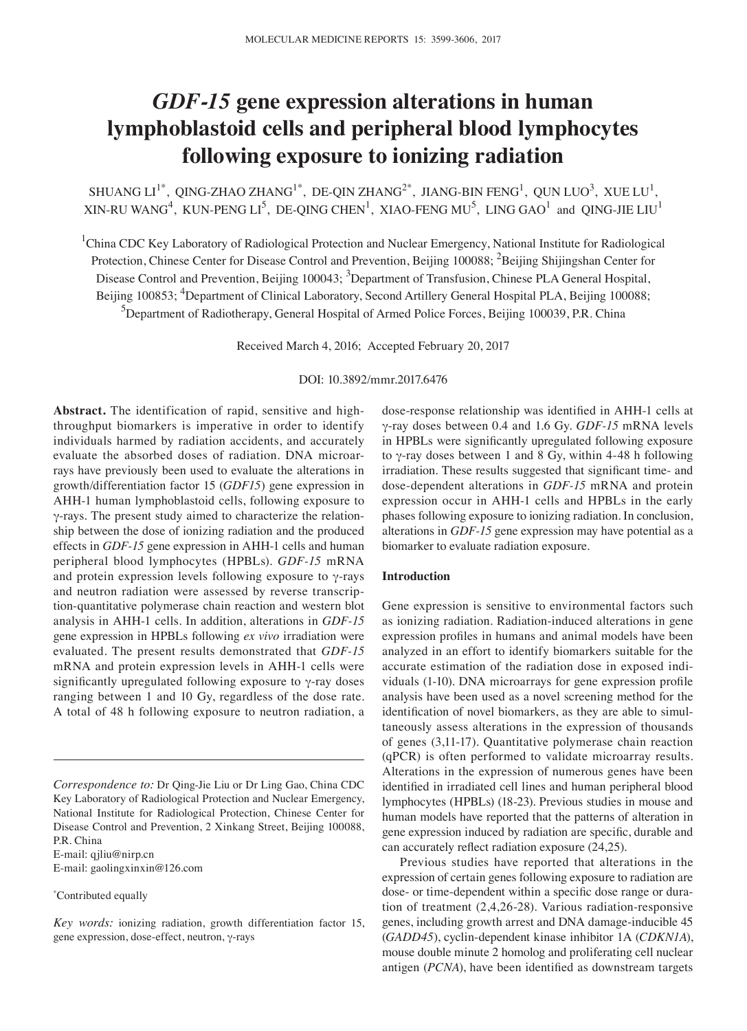# *GDF-15* gene expression alterations in human lymphoblastoid cells and peripheral blood lymphocytes following exposure to ionizing radiation

SHUANG LI[1*], QING-ZHAO ZHANG[1*], DE-QIN ZHANG[2*], JIANG-BIN FENG[1], QUN LUO[3], XUE LU[1], XIN-RU WANG[4], KUN-PENG LI[5], DE-QING CHEN[1], XIAO-FENG MU[5], LING GAO[1] and QING-JIE LIU[1]

[1]China CDC Key Laboratory of Radiological Protection and Nuclear Emergency, National Institute for Radiological Protection, Chinese Center for Disease Control and Prevention, Beijing 100088; [2]Beijing Shijingshan Center for Disease Control and Prevention, Beijing 100043; [3]Department of Transfusion, Chinese PLA General Hospital, Beijing 100853; [4]Department of Clinical Laboratory, Second Artillery General Hospital PLA, Beijing 100088; [5]Department of Radiotherapy, General Hospital of Armed Police Forces, Beijing 100039, P.R. China

Received March 4, 2016; Accepted February 20, 2017

DOI: 10.3892/mmr.2017.6476

**Abstract.** The identification of rapid, sensitive and high-throughput biomarkers is imperative in order to identify individuals harmed by radiation accidents, and accurately evaluate the absorbed doses of radiation. DNA microarrays have previously been used to evaluate the alterations in growth/differentiation factor 15 (*GDF15*) gene expression in AHH-1 human lymphoblastoid cells, following exposure to γ-rays. The present study aimed to characterize the relationship between the dose of ionizing radiation and the produced effects in *GDF-15* gene expression in AHH-1 cells and human peripheral blood lymphocytes (HPBLs). *GDF-15* mRNA and protein expression levels following exposure to γ-rays and neutron radiation were assessed by reverse transcription-quantitative polymerase chain reaction and western blot analysis in AHH-1 cells. In addition, alterations in *GDF-15* gene expression in HPBLs following *ex vivo* irradiation were evaluated. The present results demonstrated that *GDF-15* mRNA and protein expression levels in AHH-1 cells were significantly upregulated following exposure to γ-ray doses ranging between 1 and 10 Gy, regardless of the dose rate. A total of 48 h following exposure to neutron radiation, a dose-response relationship was identified in AHH-1 cells at γ-ray doses between 0.4 and 1.6 Gy. *GDF-15* mRNA levels in HPBLs were significantly upregulated following exposure to γ-ray doses between 1 and 8 Gy, within 4-48 h following irradiation. These results suggested that significant time- and dose-dependent alterations in *GDF-15* mRNA and protein expression occur in AHH-1 cells and HPBLs in the early phases following exposure to ionizing radiation. In conclusion, alterations in *GDF-15* gene expression may have potential as a biomarker to evaluate radiation exposure.

*Correspondence to:* Dr Qing-Jie Liu or Dr Ling Gao, China CDC Key Laboratory of Radiological Protection and Nuclear Emergency, National Institute for Radiological Protection, Chinese Center for Disease Control and Prevention, 2 Xinkang Street, Beijing 100088, P.R. China
E-mail: qjliu@nirp.cn
E-mail: gaolingxinxin@126.com

[*]Contributed equally

*Key words:* ionizing radiation, growth differentiation factor 15, gene expression, dose-effect, neutron, γ-rays

## Introduction

Gene expression is sensitive to environmental factors such as ionizing radiation. Radiation-induced alterations in gene expression profiles in humans and animal models have been analyzed in an effort to identify biomarkers suitable for the accurate estimation of the radiation dose in exposed individuals (1-10). DNA microarrays for gene expression profile analysis have been used as a novel screening method for the identification of novel biomarkers, as they are able to simultaneously assess alterations in the expression of thousands of genes (3,11-17). Quantitative polymerase chain reaction (qPCR) is often performed to validate microarray results. Alterations in the expression of numerous genes have been identified in irradiated cell lines and human peripheral blood lymphocytes (HPBLs) (18-23). Previous studies in mouse and human models have reported that the patterns of alteration in gene expression induced by radiation are specific, durable and can accurately reflect radiation exposure (24,25).

Previous studies have reported that alterations in the expression of certain genes following exposure to radiation are dose- or time-dependent within a specific dose range or duration of treatment (2,4,26-28). Various radiation-responsive genes, including growth arrest and DNA damage-inducible 45 (*GADD45*), cyclin-dependent kinase inhibitor 1A (*CDKN1A*), mouse double minute 2 homolog and proliferating cell nuclear antigen (*PCNA*), have been identified as downstream targets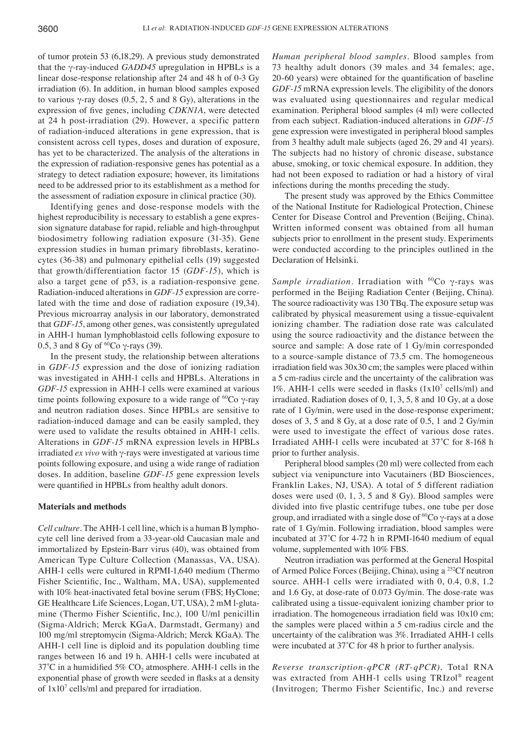of tumor protein 53 (6,18,29). A previous study demonstrated that the γ-ray-induced *GADD45* upregulation in HPBLs is a linear dose-response relationship after 24 and 48 h of 0-3 Gy irradiation (6). In addition, in human blood samples exposed to various γ-ray doses (0.5, 2, 5 and 8 Gy), alterations in the expression of five genes, including *CDKN1A*, were detected at 24 h post-irradiation (29). However, a specific pattern of radiation-induced alterations in gene expression, that is consistent across cell types, doses and duration of exposure, has yet to be characterized. The analysis of the alterations in the expression of radiation-responsive genes has potential as a strategy to detect radiation exposure; however, its limitations need to be addressed prior to its establishment as a method for the assessment of radiation exposure in clinical practice (30).

Identifying genes and dose-response models with the highest reproducibility is necessary to establish a gene expression signature database for rapid, reliable and high-throughput biodosimetry following radiation exposure (31-35). Gene expression studies in human primary fibroblasts, keratinocytes (36-38) and pulmonary epithelial cells (19) suggested that growth/differentiation factor 15 (*GDF-15*), which is also a target gene of p53, is a radiation-responsive gene. Radiation-induced alterations in *GDF-15* expression are correlated with the time and dose of radiation exposure (19,34). Previous microarray analysis in our laboratory, demonstrated that *GDF-15*, among other genes, was consistently upregulated in AHH-1 human lymphoblastoid cells following exposure to 0.5, 3 and 8 Gy of $^{60}$Co γ-rays (39).

In the present study, the relationship between alterations in *GDF-15* expression and the dose of ionizing radiation was investigated in AHH-1 cells and HPBLs. Alterations in *GDF-15* expression in AHH-1 cells were examined at various time points following exposure to a wide range of $^{60}$Co γ-ray and neutron radiation doses. Since HPBLs are sensitive to radiation-induced damage and can be easily sampled, they were used to validate the results obtained in AHH-1 cells. Alterations in *GDF-15* mRNA expression levels in HPBLs irradiated *ex vivo* with γ-rays were investigated at various time points following exposure, and using a wide range of radiation doses. In addition, baseline *GDF-15* gene expression levels were quantified in HPBLs from healthy adult donors.

## Materials and methods

*Cell culture.* The AHH-1 cell line, which is a human B lymphocyte cell line derived from a 33-year-old Caucasian male and immortalized by Epstein-Barr virus (40), was obtained from American Type Culture Collection (Manassas, VA, USA). AHH-1 cells were cultured in RPMI-1,640 medium (Thermo Fisher Scientific, Inc., Waltham, MA, USA), supplemented with 10% heat-inactivated fetal bovine serum (FBS; HyClone; GE Healthcare Life Sciences, Logan, UT, USA), 2 mM l-glutamine (Thermo Fisher Scientific, Inc.), 100 U/ml penicillin (Sigma-Aldrich; Merck KGaA, Darmstadt, Germany) and 100 mg/ml streptomycin (Sigma-Aldrich; Merck KGaA). The AHH-1 cell line is diploid and its population doubling time ranges between 16 and 19 h. AHH-1 cells were incubated at 37˚C in a humidified 5% $CO_2$ atmosphere. AHH-1 cells in the exponential phase of growth were seeded in flasks at a density of $1\times10^7$ cells/ml and prepared for irradiation.

*Human peripheral blood samples.* Blood samples from 73 healthy adult donors (39 males and 34 females; age, 20-60 years) were obtained for the quantification of baseline *GDF-15* mRNA expression levels. The eligibility of the donors was evaluated using questionnaires and regular medical examination. Peripheral blood samples (4 ml) were collected from each subject. Radiation-induced alterations in *GDF-15* gene expression were investigated in peripheral blood samples from 3 healthy adult male subjects (aged 26, 29 and 41 years). The subjects had no history of chronic disease, substance abuse, smoking, or toxic chemical exposure. In addition, they had not been exposed to radiation or had a history of viral infections during the months preceding the study.

The present study was approved by the Ethics Committee of the National Institute for Radiological Protection, Chinese Center for Disease Control and Prevention (Beijing, China). Written informed consent was obtained from all human subjects prior to enrollment in the present study. Experiments were conducted according to the principles outlined in the Declaration of Helsinki.

*Sample irradiation.* Irradiation with $^{60}$Co γ-rays was performed in the Beijing Radiation Center (Beijing, China). The source radioactivity was 130 TBq. The exposure setup was calibrated by physical measurement using a tissue-equivalent ionizing chamber. The radiation dose rate was calculated using the source radioactivity and the distance between the source and sample: A dose rate of 1 Gy/min corresponded to a source-sample distance of 73.5 cm. The homogeneous irradiation field was 30x30 cm; the samples were placed within a 5 cm-radius circle and the uncertainty of the calibration was 1%. AHH-1 cells were seeded in flasks ($1\times10^7$ cells/ml) and irradiated. Radiation doses of 0, 1, 3, 5, 8 and 10 Gy, at a dose rate of 1 Gy/min, were used in the dose-response experiment; doses of 3, 5 and 8 Gy, at a dose rate of 0.5, 1 and 2 Gy/min were used to investigate the effect of various dose rates. Irradiated AHH-1 cells were incubated at 37˚C for 8-168 h prior to further analysis.

Peripheral blood samples (20 ml) were collected from each subject via venipuncture into Vacutainers (BD Biosciences, Franklin Lakes, NJ, USA). A total of 5 different radiation doses were used (0, 1, 3, 5 and 8 Gy). Blood samples were divided into five plastic centrifuge tubes, one tube per dose group, and irradiated with a single dose of $^{60}$Co γ-rays at a dose rate of 1 Gy/min. Following irradiation, blood samples were incubated at 37˚C for 4-72 h in RPMI-1640 medium of equal volume, supplemented with 10% FBS.

Neutron irradiation was performed at the General Hospital of Armed Police Forces (Beijing, China), using a $^{252}$Cf neutron source. AHH-1 cells were irradiated with 0, 0.4, 0.8, 1.2 and 1.6 Gy, at dose-rate of 0.073 Gy/min. The dose-rate was calibrated using a tissue-equivalent ionizing chamber prior to irradiation. The homogeneous irradiation field was 10x10 cm; the samples were placed within a 5 cm-radius circle and the uncertainty of the calibration was 3%. Irradiated AHH-1 cells were incubated at 37˚C for 48 h prior to further analysis.

*Reverse transcription-qPCR (RT-qPCR).* Total RNA was extracted from AHH-1 cells using TRIzol® reagent (Invitrogen; Thermo Fisher Scientific, Inc.) and reverse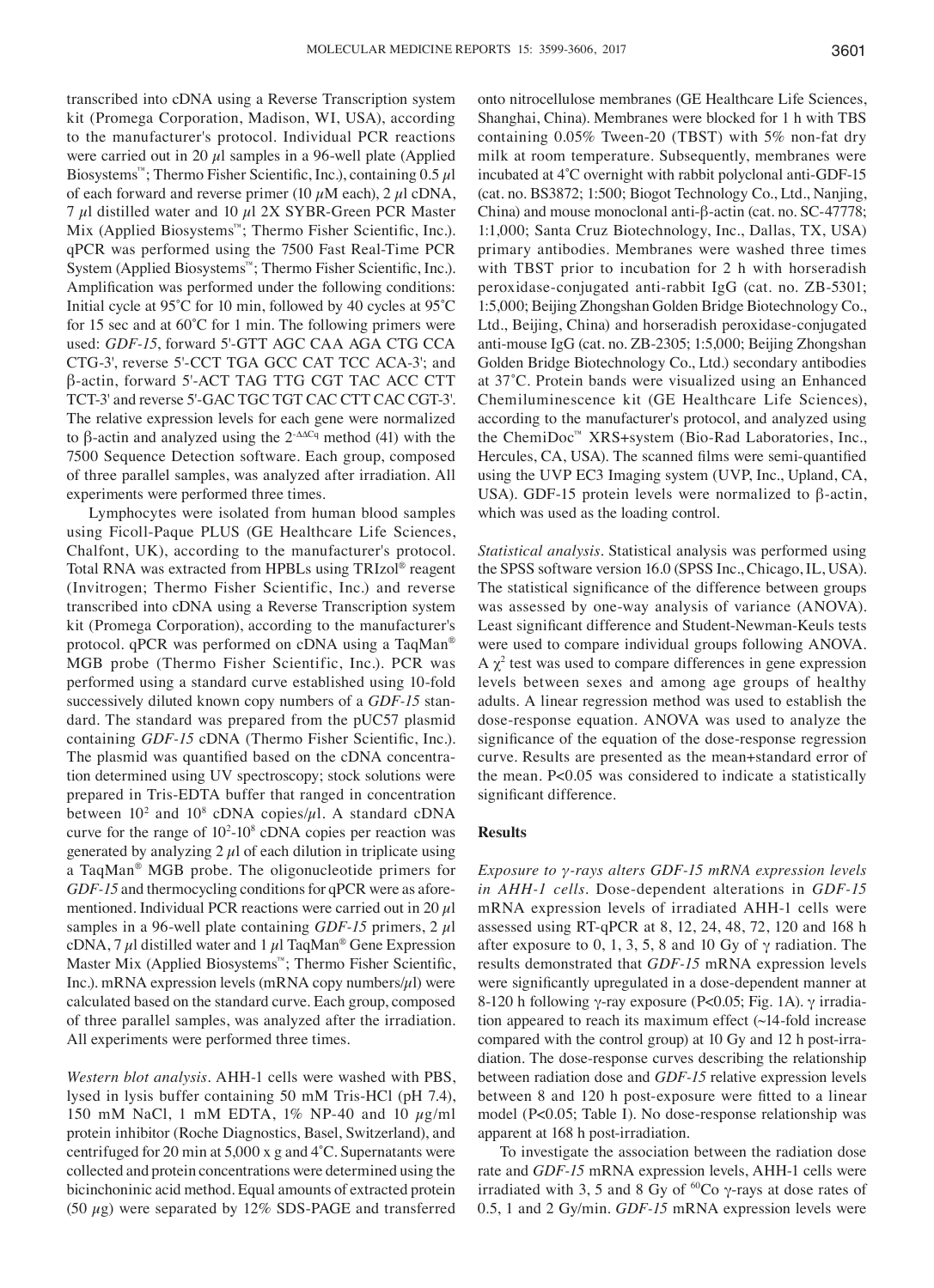transcribed into cDNA using a Reverse Transcription system kit (Promega Corporation, Madison, WI, USA), according to the manufacturer's protocol. Individual PCR reactions were carried out in 20 $\mu$l samples in a 96-well plate (Applied Biosystems™; Thermo Fisher Scientific, Inc.), containing 0.5 $\mu$l of each forward and reverse primer (10 $\mu$M each), 2 $\mu$l cDNA, 7 $\mu$l distilled water and 10 $\mu$l 2X SYBR-Green PCR Master Mix (Applied Biosystems™; Thermo Fisher Scientific, Inc.). qPCR was performed using the 7500 Fast Real-Time PCR System (Applied Biosystems™; Thermo Fisher Scientific, Inc.). Amplification was performed under the following conditions: Initial cycle at 95˚C for 10 min, followed by 40 cycles at 95˚C for 15 sec and at 60˚C for 1 min. The following primers were used: *GDF-15*, forward 5'-GTT AGC CAA AGA CTG CCA CTG-3', reverse 5'-CCT TGA GCC CAT TCC ACA-3'; and β-actin, forward 5'-ACT TAG TTG CGT TAC ACC CTT TCT-3' and reverse 5'-GAC TGC TGT CAC CTT CAC CGT-3'. The relative expression levels for each gene were normalized to β-actin and analyzed using the $2^{-\Delta\Delta Cq}$ method (41) with the 7500 Sequence Detection software. Each group, composed of three parallel samples, was analyzed after irradiation. All experiments were performed three times.

Lymphocytes were isolated from human blood samples using Ficoll-Paque PLUS (GE Healthcare Life Sciences, Chalfont, UK), according to the manufacturer's protocol. Total RNA was extracted from HPBLs using TRIzol® reagent (Invitrogen; Thermo Fisher Scientific, Inc.) and reverse transcribed into cDNA using a Reverse Transcription system kit (Promega Corporation), according to the manufacturer's protocol. qPCR was performed on cDNA using a TaqMan® MGB probe (Thermo Fisher Scientific, Inc.). PCR was performed using a standard curve established using 10-fold successively diluted known copy numbers of a *GDF-15* standard. The standard was prepared from the pUC57 plasmid containing *GDF-15* cDNA (Thermo Fisher Scientific, Inc.). The plasmid was quantified based on the cDNA concentration determined using UV spectroscopy; stock solutions were prepared in Tris-EDTA buffer that ranged in concentration between $10^2$ and $10^8$ cDNA copies/$\mu$l. A standard cDNA curve for the range of $10^2$-$10^8$ cDNA copies per reaction was generated by analyzing 2 $\mu$l of each dilution in triplicate using a TaqMan® MGB probe. The oligonucleotide primers for *GDF-15* and thermocycling conditions for qPCR were as aforementioned. Individual PCR reactions were carried out in 20 $\mu$l samples in a 96-well plate containing *GDF-15* primers, 2 $\mu$l cDNA, 7 $\mu$l distilled water and 1 $\mu$l TaqMan® Gene Expression Master Mix (Applied Biosystems™; Thermo Fisher Scientific, Inc.). mRNA expression levels (mRNA copy numbers/$\mu$l) were calculated based on the standard curve. Each group, composed of three parallel samples, was analyzed after the irradiation. All experiments were performed three times.

*Western blot analysis.* AHH-1 cells were washed with PBS, lysed in lysis buffer containing 50 mM Tris-HCl (pH 7.4), 150 mM NaCl, 1 mM EDTA, 1% NP-40 and 10 $\mu$g/ml protein inhibitor (Roche Diagnostics, Basel, Switzerland), and centrifuged for 20 min at 5,000 x g and 4˚C. Supernatants were collected and protein concentrations were determined using the bicinchoninic acid method. Equal amounts of extracted protein (50 $\mu$g) were separated by 12% SDS-PAGE and transferred onto nitrocellulose membranes (GE Healthcare Life Sciences, Shanghai, China). Membranes were blocked for 1 h with TBS containing 0.05% Tween-20 (TBST) with 5% non-fat dry milk at room temperature. Subsequently, membranes were incubated at 4˚C overnight with rabbit polyclonal anti-GDF-15 (cat. no. BS3872; 1:500; Biogot Technology Co., Ltd., Nanjing, China) and mouse monoclonal anti-β-actin (cat. no. SC-47778; 1:1,000; Santa Cruz Biotechnology, Inc., Dallas, TX, USA) primary antibodies. Membranes were washed three times with TBST prior to incubation for 2 h with horseradish peroxidase-conjugated anti-rabbit IgG (cat. no. ZB-5301; 1:5,000; Beijing Zhongshan Golden Bridge Biotechnology Co., Ltd., Beijing, China) and horseradish peroxidase-conjugated anti-mouse IgG (cat. no. ZB-2305; 1:5,000; Beijing Zhongshan Golden Bridge Biotechnology Co., Ltd.) secondary antibodies at 37˚C. Protein bands were visualized using an Enhanced Chemiluminescence kit (GE Healthcare Life Sciences), according to the manufacturer's protocol, and analyzed using the ChemiDoc™ XRS+system (Bio-Rad Laboratories, Inc., Hercules, CA, USA). The scanned films were semi-quantified using the UVP EC3 Imaging system (UVP, Inc., Upland, CA, USA). GDF-15 protein levels were normalized to β-actin, which was used as the loading control.

*Statistical analysis.* Statistical analysis was performed using the SPSS software version 16.0 (SPSS Inc., Chicago, IL, USA). The statistical significance of the difference between groups was assessed by one-way analysis of variance (ANOVA). Least significant difference and Student-Newman-Keuls tests were used to compare individual groups following ANOVA. A $\chi^2$ test was used to compare differences in gene expression levels between sexes and among age groups of healthy adults. A linear regression method was used to establish the dose-response equation. ANOVA was used to analyze the significance of the equation of the dose-response regression curve. Results are presented as the mean+standard error of the mean. $P<0.05$ was considered to indicate a statistically significant difference.

## Results

*Exposure to γ-rays alters GDF-15 mRNA expression levels in AHH-1 cells.* Dose-dependent alterations in *GDF-15* mRNA expression levels of irradiated AHH-1 cells were assessed using RT-qPCR at 8, 12, 24, 48, 72, 120 and 168 h after exposure to 0, 1, 3, 5, 8 and 10 Gy of γ radiation. The results demonstrated that *GDF-15* mRNA expression levels were significantly upregulated in a dose-dependent manner at 8-120 h following γ-ray exposure ($P<0.05$; Fig. 1A). γ irradiation appeared to reach its maximum effect (~14-fold increase compared with the control group) at 10 Gy and 12 h post-irradiation. The dose-response curves describing the relationship between radiation dose and *GDF-15* relative expression levels between 8 and 120 h post-exposure were fitted to a linear model ($P<0.05$; Table I). No dose-response relationship was apparent at 168 h post-irradiation.

To investigate the association between the radiation dose rate and *GDF-15* mRNA expression levels, AHH-1 cells were irradiated with 3, 5 and 8 Gy of $^{60}$Co γ-rays at dose rates of 0.5, 1 and 2 Gy/min. *GDF-15* mRNA expression levels were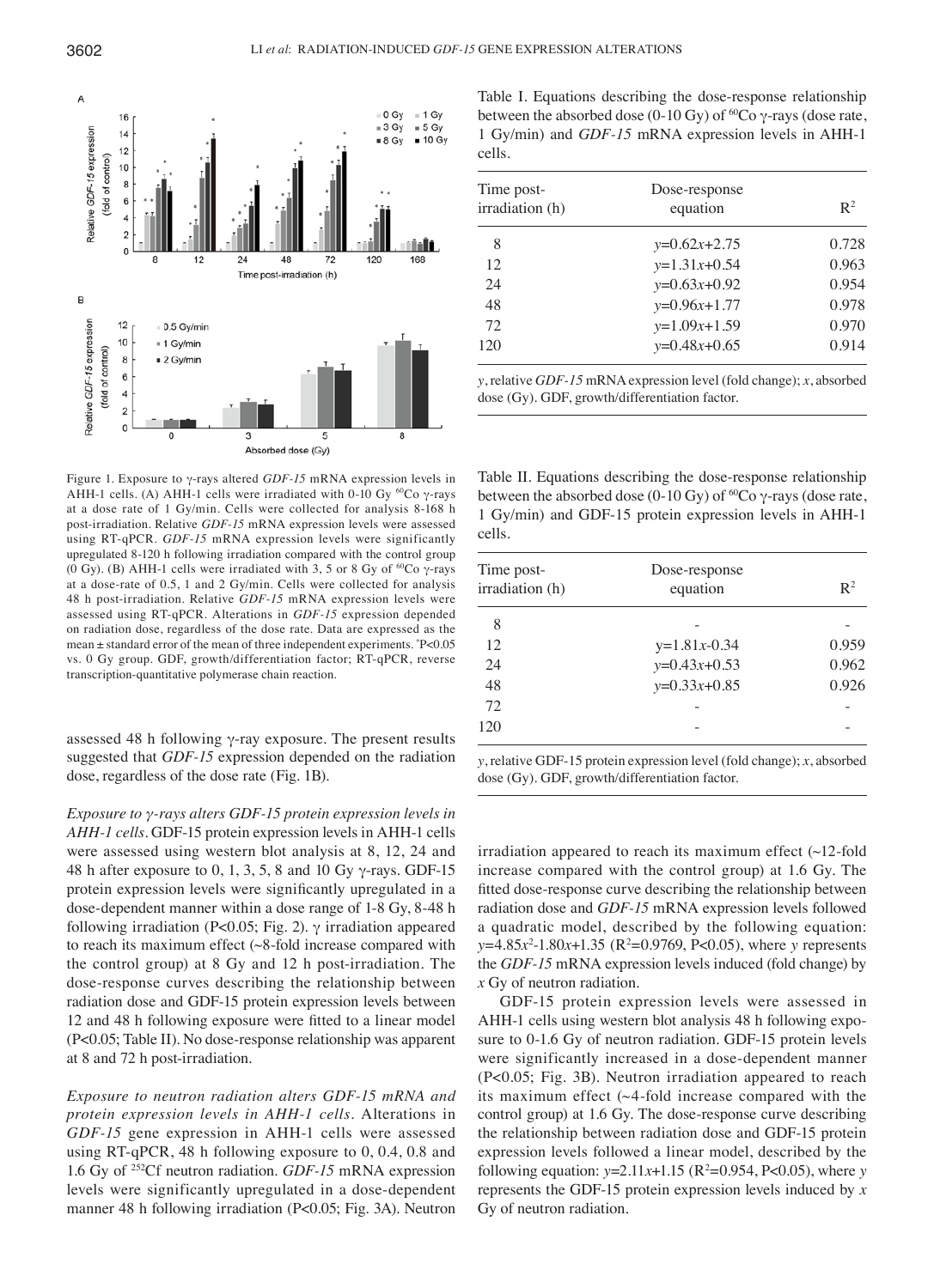Figure 1. Exposure to γ-rays altered *GDF-15* mRNA expression levels in AHH-1 cells. (A) AHH-1 cells were irradiated with 0-10 Gy $^{60}$Co γ-rays at a dose rate of 1 Gy/min. Cells were collected for analysis 8-168 h post-irradiation. Relative *GDF-15* mRNA expression levels were assessed using RT-qPCR. *GDF-15* mRNA expression levels were significantly upregulated 8-120 h following irradiation compared with the control group (0 Gy). (B) AHH-1 cells were irradiated with 3, 5 or 8 Gy of $^{60}$Co γ-rays at a dose-rate of 0.5, 1 and 2 Gy/min. Cells were collected for analysis 48 h post-irradiation. Relative *GDF-15* mRNA expression levels were assessed using RT-qPCR. Alterations in *GDF-15* expression depended on radiation dose, regardless of the dose rate. Data are expressed as the mean ± standard error of the mean of three independent experiments. *P<0.05 vs. 0 Gy group. GDF, growth/differentiation factor; RT-qPCR, reverse transcription-quantitative polymerase chain reaction.

assessed 48 h following γ-ray exposure. The present results suggested that *GDF-15* expression depended on the radiation dose, regardless of the dose rate (Fig. 1B).

*Exposure to γ-rays alters GDF-15 protein expression levels in AHH-1 cells.* GDF-15 protein expression levels in AHH-1 cells were assessed using western blot analysis at 8, 12, 24 and 48 h after exposure to 0, 1, 3, 5, 8 and 10 Gy γ-rays. GDF-15 protein expression levels were significantly upregulated in a dose-dependent manner within a dose range of 1-8 Gy, 8-48 h following irradiation (P<0.05; Fig. 2). γ irradiation appeared to reach its maximum effect (~8-fold increase compared with the control group) at 8 Gy and 12 h post-irradiation. The dose-response curves describing the relationship between radiation dose and GDF-15 protein expression levels between 12 and 48 h following exposure were fitted to a linear model (P<0.05; Table II). No dose-response relationship was apparent at 8 and 72 h post-irradiation.

*Exposure to neutron radiation alters GDF-15 mRNA and protein expression levels in AHH-1 cells.* Alterations in *GDF-15* gene expression in AHH-1 cells were assessed using RT-qPCR, 48 h following exposure to 0, 0.4, 0.8 and 1.6 Gy of $^{252}$Cf neutron radiation. *GDF-15* mRNA expression levels were significantly upregulated in a dose-dependent manner 48 h following irradiation (P<0.05; Fig. 3A). Neutron irradiation appeared to reach its maximum effect (~12-fold increase compared with the control group) at 1.6 Gy. The fitted dose-response curve describing the relationship between radiation dose and *GDF-15* mRNA expression levels followed a quadratic model, described by the following equation: $y=4.85x^2-1.80x+1.35$ ($R^2=0.9769$, P<0.05), where *y* represents the *GDF-15* mRNA expression levels induced (fold change) by *x* Gy of neutron radiation.

GDF-15 protein expression levels were assessed in AHH-1 cells using western blot analysis 48 h following exposure to 0-1.6 Gy of neutron radiation. GDF-15 protein levels were significantly increased in a dose-dependent manner (P<0.05; Fig. 3B). Neutron irradiation appeared to reach its maximum effect (~4-fold increase compared with the control group) at 1.6 Gy. The dose-response curve describing the relationship between radiation dose and GDF-15 protein expression levels followed a linear model, described by the following equation: $y=2.11x+1.15$ ($R^2=0.954$, P<0.05), where *y* represents the GDF-15 protein expression levels induced by *x* Gy of neutron radiation.

Table I. Equations describing the dose-response relationship between the absorbed dose (0-10 Gy) of $^{60}$Co γ-rays (dose rate, 1 Gy/min) and *GDF-15* mRNA expression levels in AHH-1 cells.

| Time post-irradiation (h) | Dose-response equation | $R^2$ |
|---|---|---|
| 8 | $y=0.62x+2.75$ | 0.728 |
| 12 | $y=1.31x+0.54$ | 0.963 |
| 24 | $y=0.63x+0.92$ | 0.954 |
| 48 | $y=0.96x+1.77$ | 0.978 |
| 72 | $y=1.09x+1.59$ | 0.970 |
| 120 | $y=0.48x+0.65$ | 0.914 |

*y*, relative *GDF-15* mRNA expression level (fold change); *x*, absorbed dose (Gy). GDF, growth/differentiation factor.

Table II. Equations describing the dose-response relationship between the absorbed dose (0-10 Gy) of $^{60}$Co γ-rays (dose rate, 1 Gy/min) and GDF-15 protein expression levels in AHH-1 cells.

| Time post-irradiation (h) | Dose-response equation | $R^2$ |
|---|---|---|
| 8 | - | - |
| 12 | $y=1.81x-0.34$ | 0.959 |
| 24 | $y=0.43x+0.53$ | 0.962 |
| 48 | $y=0.33x+0.85$ | 0.926 |
| 72 | - | - |
| 120 | - | - |

*y*, relative GDF-15 protein expression level (fold change); *x*, absorbed dose (Gy). GDF, growth/differentiation factor.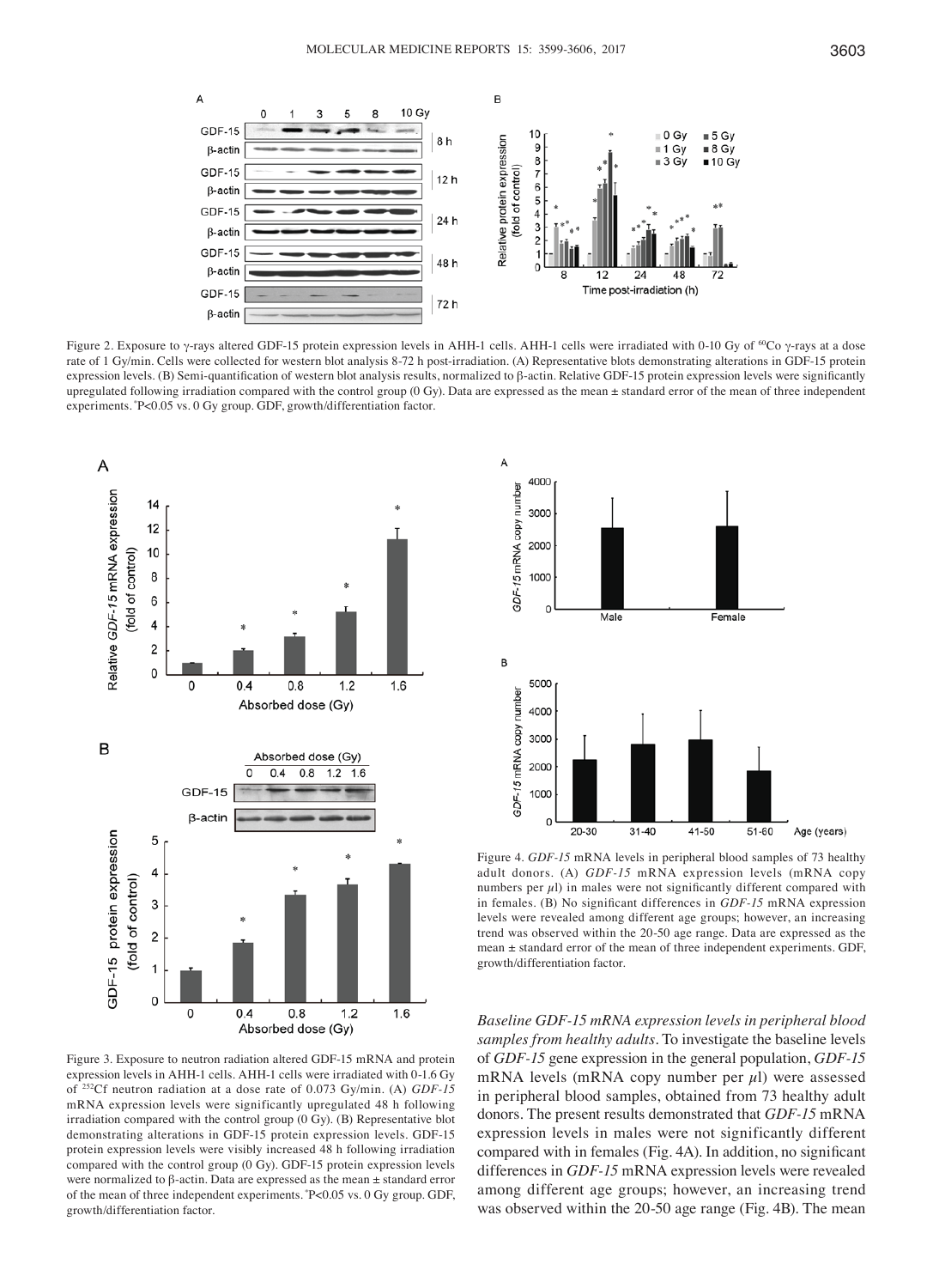Figure 2. Exposure to γ-rays altered GDF-15 protein expression levels in AHH-1 cells. AHH-1 cells were irradiated with 0-10 Gy of $^{60}$Co γ-rays at a dose rate of 1 Gy/min. Cells were collected for western blot analysis 8-72 h post-irradiation. (A) Representative blots demonstrating alterations in GDF-15 protein expression levels. (B) Semi-quantification of western blot analysis results, normalized to β-actin. Relative GDF-15 protein expression levels were significantly upregulated following irradiation compared with the control group (0 Gy). Data are expressed as the mean ± standard error of the mean of three independent experiments. *P<0.05 vs. 0 Gy group. GDF, growth/differentiation factor.

Figure 3. Exposure to neutron radiation altered GDF-15 mRNA and protein expression levels in AHH-1 cells. AHH-1 cells were irradiated with 0-1.6 Gy of $^{252}$Cf neutron radiation at a dose rate of 0.073 Gy/min. (A) *GDF-15* mRNA expression levels were significantly upregulated 48 h following irradiation compared with the control group (0 Gy). (B) Representative blot demonstrating alterations in GDF-15 protein expression levels. GDF-15 protein expression levels were visibly increased 48 h following irradiation compared with the control group (0 Gy). GDF-15 protein expression levels were normalized to β-actin. Data are expressed as the mean ± standard error of the mean of three independent experiments. *P<0.05 vs. 0 Gy group. GDF, growth/differentiation factor.

Figure 4. *GDF-15* mRNA levels in peripheral blood samples of 73 healthy adult donors. (A) *GDF-15* mRNA expression levels (mRNA copy numbers per $\mu$l) in males were not significantly different compared with in females. (B) No significant differences in *GDF-15* mRNA expression levels were revealed among different age groups; however, an increasing trend was observed within the 20-50 age range. Data are expressed as the mean ± standard error of the mean of three independent experiments. GDF, growth/differentiation factor.

*Baseline GDF-15 mRNA expression levels in peripheral blood samples from healthy adults*. To investigate the baseline levels of *GDF-15* gene expression in the general population, *GDF-15* mRNA levels (mRNA copy number per $\mu$l) were assessed in peripheral blood samples, obtained from 73 healthy adult donors. The present results demonstrated that *GDF-15* mRNA expression levels in males were not significantly different compared with in females (Fig. 4A). In addition, no significant differences in *GDF-15* mRNA expression levels were revealed among different age groups; however, an increasing trend was observed within the 20-50 age range (Fig. 4B). The mean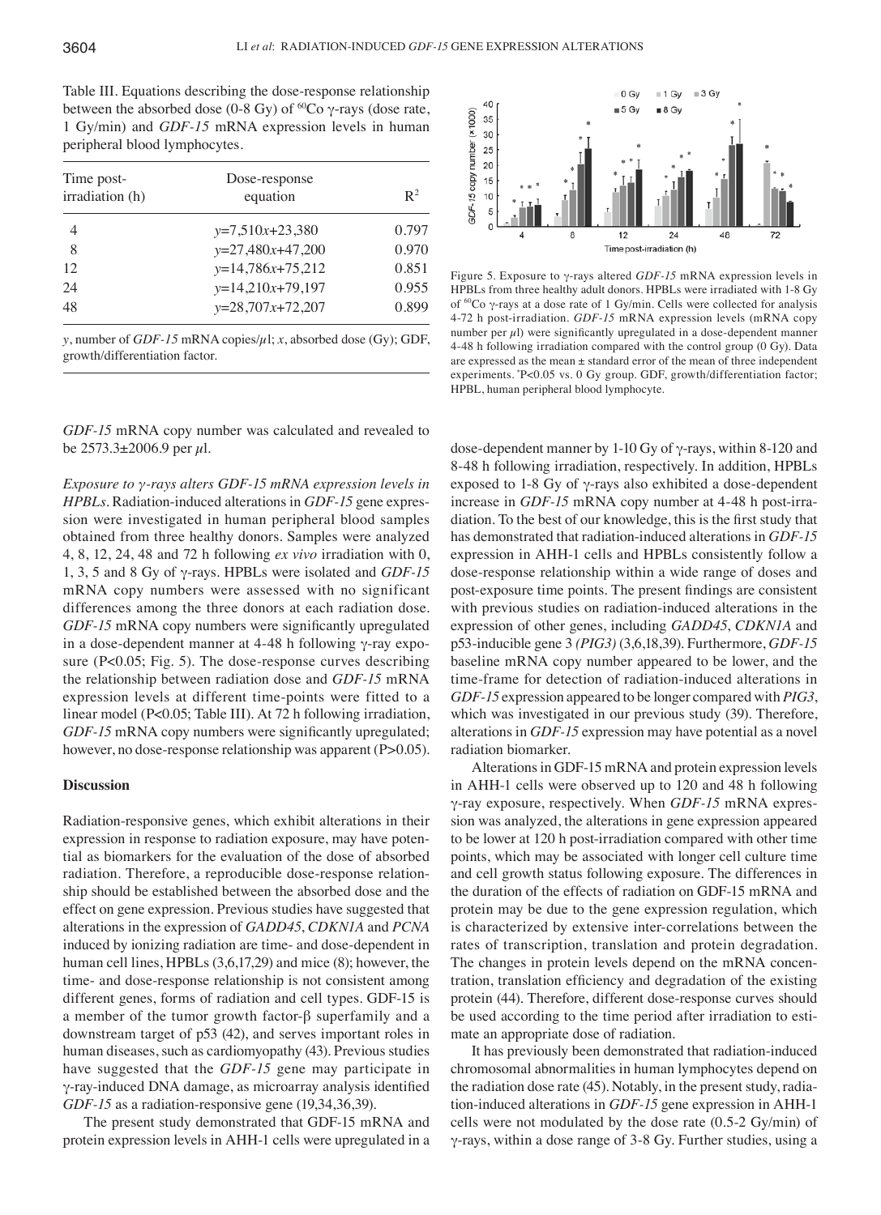Table III. Equations describing the dose-response relationship between the absorbed dose (0-8 Gy) of $^{60}$Co γ-rays (dose rate, 1 Gy/min) and *GDF-15* mRNA expression levels in human peripheral blood lymphocytes.

| Time post-irradiation (h) | Dose-response equation | $R^2$ |
|---|---|---|
| 4 | $y$=7,510$x$+23,380 | 0.797 |
| 8 | $y$=27,480$x$+47,200 | 0.970 |
| 12 | $y$=14,786$x$+75,212 | 0.851 |
| 24 | $y$=14,210$x$+79,197 | 0.955 |
| 48 | $y$=28,707$x$+72,207 | 0.899 |

$y$, number of *GDF-15* mRNA copies/μl; $x$, absorbed dose (Gy); GDF, growth/differentiation factor.

Figure 5. Exposure to γ-rays altered *GDF-15* mRNA expression levels in HPBLs from three healthy adult donors. HPBLs were irradiated with 1-8 Gy of $^{60}$Co γ-rays at a dose rate of 1 Gy/min. Cells were collected for analysis 4-72 h post-irradiation. *GDF-15* mRNA expression levels (mRNA copy number per μl) were significantly upregulated in a dose-dependent manner 4-48 h following irradiation compared with the control group (0 Gy). Data are expressed as the mean ± standard error of the mean of three independent experiments. *P<0.05 vs. 0 Gy group. GDF, growth/differentiation factor; HPBL, human peripheral blood lymphocyte.

*GDF-15* mRNA copy number was calculated and revealed to be 2573.3±2006.9 per μl.

*Exposure to γ-rays alters GDF-15 mRNA expression levels in HPBLs.* Radiation-induced alterations in *GDF-15* gene expression were investigated in human peripheral blood samples obtained from three healthy donors. Samples were analyzed 4, 8, 12, 24, 48 and 72 h following *ex vivo* irradiation with 0, 1, 3, 5 and 8 Gy of γ-rays. HPBLs were isolated and *GDF-15* mRNA copy numbers were assessed with no significant differences among the three donors at each radiation dose. *GDF-15* mRNA copy numbers were significantly upregulated in a dose-dependent manner at 4-48 h following γ-ray exposure (P<0.05; Fig. 5). The dose-response curves describing the relationship between radiation dose and *GDF-15* mRNA expression levels at different time-points were fitted to a linear model (P<0.05; Table III). At 72 h following irradiation, *GDF-15* mRNA copy numbers were significantly upregulated; however, no dose-response relationship was apparent (P>0.05).

## Discussion

Radiation-responsive genes, which exhibit alterations in their expression in response to radiation exposure, may have potential as biomarkers for the evaluation of the dose of absorbed radiation. Therefore, a reproducible dose-response relationship should be established between the absorbed dose and the effect on gene expression. Previous studies have suggested that alterations in the expression of *GADD45*, *CDKN1A* and *PCNA* induced by ionizing radiation are time- and dose-dependent in human cell lines, HPBLs (3,6,17,29) and mice (8); however, the time- and dose-response relationship is not consistent among different genes, forms of radiation and cell types. GDF-15 is a member of the tumor growth factor-β superfamily and a downstream target of p53 (42), and serves important roles in human diseases, such as cardiomyopathy (43). Previous studies have suggested that the *GDF-15* gene may participate in γ-ray-induced DNA damage, as microarray analysis identified *GDF-15* as a radiation-responsive gene (19,34,36,39).

The present study demonstrated that GDF-15 mRNA and protein expression levels in AHH-1 cells were upregulated in a dose-dependent manner by 1-10 Gy of γ-rays, within 8-120 and 8-48 h following irradiation, respectively. In addition, HPBLs exposed to 1-8 Gy of γ-rays also exhibited a dose-dependent increase in *GDF-15* mRNA copy number at 4-48 h post-irradiation. To the best of our knowledge, this is the first study that has demonstrated that radiation-induced alterations in *GDF-15* expression in AHH-1 cells and HPBLs consistently follow a dose-response relationship within a wide range of doses and post-exposure time points. The present findings are consistent with previous studies on radiation-induced alterations in the expression of other genes, including *GADD45*, *CDKN1A* and p53-inducible gene 3 *(PIG3)* (3,6,18,39). Furthermore, *GDF-15* baseline mRNA copy number appeared to be lower, and the time-frame for detection of radiation-induced alterations in *GDF-15* expression appeared to be longer compared with *PIG3*, which was investigated in our previous study (39). Therefore, alterations in *GDF-15* expression may have potential as a novel radiation biomarker.

Alterations in GDF-15 mRNA and protein expression levels in AHH-1 cells were observed up to 120 and 48 h following γ-ray exposure, respectively. When *GDF-15* mRNA expression was analyzed, the alterations in gene expression appeared to be lower at 120 h post-irradiation compared with other time points, which may be associated with longer cell culture time and cell growth status following exposure. The differences in the duration of the effects of radiation on GDF-15 mRNA and protein may be due to the gene expression regulation, which is characterized by extensive inter-correlations between the rates of transcription, translation and protein degradation. The changes in protein levels depend on the mRNA concentration, translation efficiency and degradation of the existing protein (44). Therefore, different dose-response curves should be used according to the time period after irradiation to estimate an appropriate dose of radiation.

It has previously been demonstrated that radiation-induced chromosomal abnormalities in human lymphocytes depend on the radiation dose rate (45). Notably, in the present study, radiation-induced alterations in *GDF-15* gene expression in AHH-1 cells were not modulated by the dose rate (0.5-2 Gy/min) of γ-rays, within a dose range of 3-8 Gy. Further studies, using a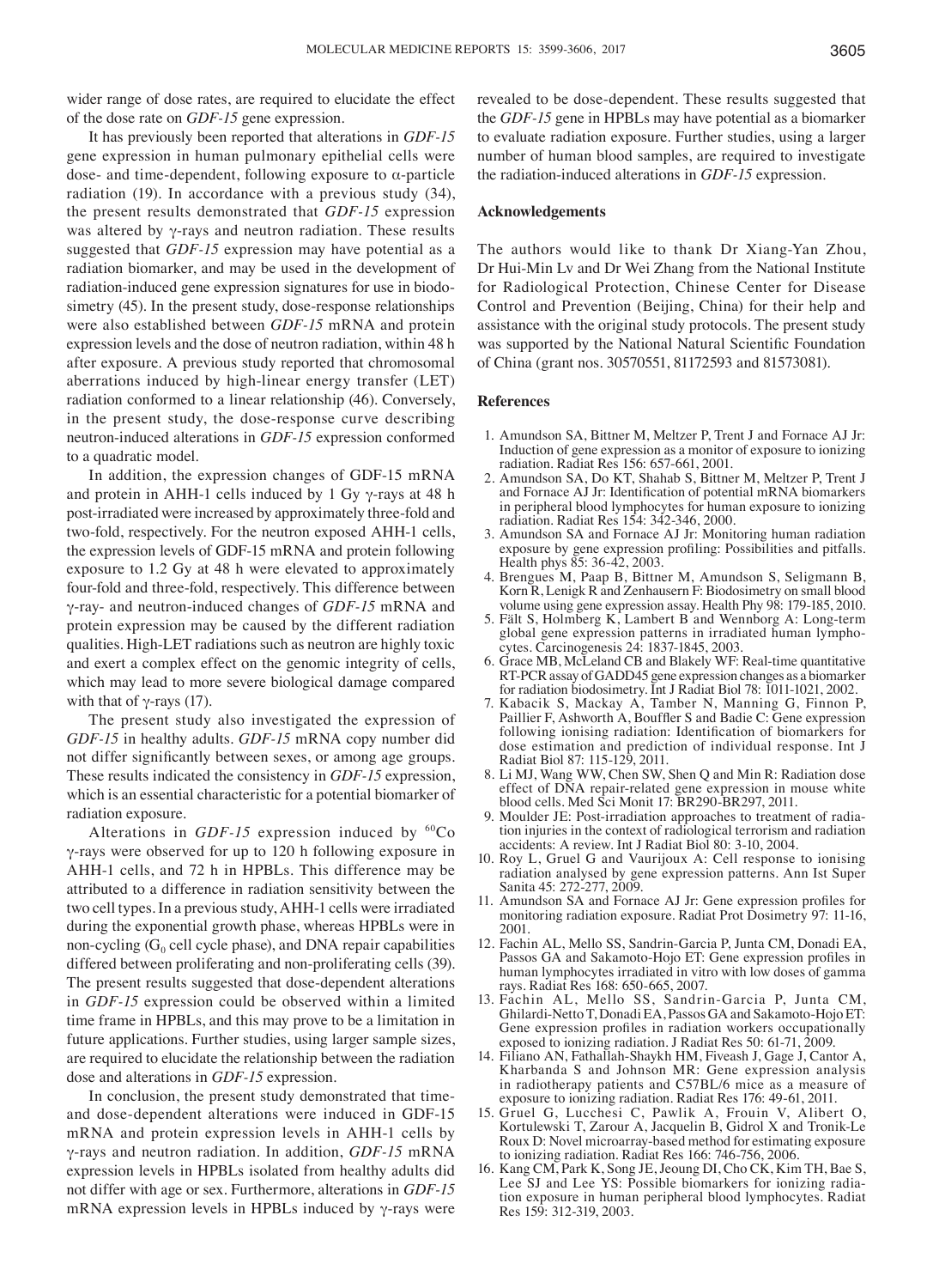wider range of dose rates, are required to elucidate the effect of the dose rate on *GDF-15* gene expression.

It has previously been reported that alterations in *GDF-15* gene expression in human pulmonary epithelial cells were dose- and time-dependent, following exposure to α-particle radiation (19). In accordance with a previous study (34), the present results demonstrated that *GDF-15* expression was altered by γ-rays and neutron radiation. These results suggested that *GDF-15* expression may have potential as a radiation biomarker, and may be used in the development of radiation-induced gene expression signatures for use in biodosimetry (45). In the present study, dose-response relationships were also established between *GDF-15* mRNA and protein expression levels and the dose of neutron radiation, within 48 h after exposure. A previous study reported that chromosomal aberrations induced by high-linear energy transfer (LET) radiation conformed to a linear relationship (46). Conversely, in the present study, the dose-response curve describing neutron-induced alterations in *GDF-15* expression conformed to a quadratic model.

In addition, the expression changes of GDF-15 mRNA and protein in AHH-1 cells induced by 1 Gy γ-rays at 48 h post-irradiated were increased by approximately three-fold and two-fold, respectively. For the neutron exposed AHH-1 cells, the expression levels of GDF-15 mRNA and protein following exposure to 1.2 Gy at 48 h were elevated to approximately four-fold and three-fold, respectively. This difference between γ-ray- and neutron-induced changes of *GDF-15* mRNA and protein expression may be caused by the different radiation qualities. High-LET radiations such as neutron are highly toxic and exert a complex effect on the genomic integrity of cells, which may lead to more severe biological damage compared with that of γ-rays (17).

The present study also investigated the expression of *GDF-15* in healthy adults. *GDF-15* mRNA copy number did not differ significantly between sexes, or among age groups. These results indicated the consistency in *GDF-15* expression, which is an essential characteristic for a potential biomarker of radiation exposure.

Alterations in *GDF-15* expression induced by $^{60}$Co γ-rays were observed for up to 120 h following exposure in AHH-1 cells, and 72 h in HPBLs. This difference may be attributed to a difference in radiation sensitivity between the two cell types. In a previous study, AHH-1 cells were irradiated during the exponential growth phase, whereas HPBLs were in non-cycling ($G_0$ cell cycle phase), and DNA repair capabilities differed between proliferating and non-proliferating cells (39). The present results suggested that dose-dependent alterations in *GDF-15* expression could be observed within a limited time frame in HPBLs, and this may prove to be a limitation in future applications. Further studies, using larger sample sizes, are required to elucidate the relationship between the radiation dose and alterations in *GDF-15* expression.

In conclusion, the present study demonstrated that time- and dose-dependent alterations were induced in GDF-15 mRNA and protein expression levels in AHH-1 cells by γ-rays and neutron radiation. In addition, *GDF-15* mRNA expression levels in HPBLs isolated from healthy adults did not differ with age or sex. Furthermore, alterations in *GDF-15* mRNA expression levels in HPBLs induced by γ-rays were revealed to be dose-dependent. These results suggested that the *GDF-15* gene in HPBLs may have potential as a biomarker to evaluate radiation exposure. Further studies, using a larger number of human blood samples, are required to investigate the radiation-induced alterations in *GDF-15* expression.

## Acknowledgements

The authors would like to thank Dr Xiang-Yan Zhou, Dr Hui-Min Lv and Dr Wei Zhang from the National Institute for Radiological Protection, Chinese Center for Disease Control and Prevention (Beijing, China) for their help and assistance with the original study protocols. The present study was supported by the National Natural Scientific Foundation of China (grant nos. 30570551, 81172593 and 81573081).

## References

1. Amundson SA, Bittner M, Meltzer P, Trent J and Fornace AJ Jr: Induction of gene expression as a monitor of exposure to ionizing radiation. Radiat Res 156: 657-661, 2001.
2. Amundson SA, Do KT, Shahab S, Bittner M, Meltzer P, Trent J and Fornace AJ Jr: Identification of potential mRNA biomarkers in peripheral blood lymphocytes for human exposure to ionizing radiation. Radiat Res 154: 342-346, 2000.
3. Amundson SA and Fornace AJ Jr: Monitoring human radiation exposure by gene expression profiling: Possibilities and pitfalls. Health phys 85: 36-42, 2003.
4. Brengues M, Paap B, Bittner M, Amundson S, Seligmann B, Korn R, Lenigk R and Zenhausern F: Biodosimetry on small blood volume using gene expression assay. Health Phy 98: 179-185, 2010.
5. Fält S, Holmberg K, Lambert B and Wennborg A: Long-term global gene expression patterns in irradiated human lymphocytes. Carcinogenesis 24: 1837-1845, 2003.
6. Grace MB, McLeland CB and Blakely WF: Real-time quantitative RT-PCR assay of GADD45 gene expression changes as a biomarker for radiation biodosimetry. Int J Radiat Biol 78: 1011-1021, 2002.
7. Kabacik S, Mackay A, Tamber N, Manning G, Finnon P, Paillier F, Ashworth A, Bouffler S and Badie C: Gene expression following ionising radiation: Identification of biomarkers for dose estimation and prediction of individual response. Int J Radiat Biol 87: 115-129, 2011.
8. Li MJ, Wang WW, Chen SW, Shen Q and Min R: Radiation dose effect of DNA repair-related gene expression in mouse white blood cells. Med Sci Monit 17: BR290-BR297, 2011.
9. Moulder JE: Post-irradiation approaches to treatment of radiation injuries in the context of radiological terrorism and radiation accidents: A review. Int J Radiat Biol 80: 3-10, 2004.
10. Roy L, Gruel G and Vaurijoux A: Cell response to ionising radiation analysed by gene expression patterns. Ann Ist Super Sanita 45: 272-277, 2009.
11. Amundson SA and Fornace AJ Jr: Gene expression profiles for monitoring radiation exposure. Radiat Prot Dosimetry 97: 11-16, 2001.
12. Fachin AL, Mello SS, Sandrin-Garcia P, Junta CM, Donadi EA, Passos GA and Sakamoto-Hojo ET: Gene expression profiles in human lymphocytes irradiated in vitro with low doses of gamma rays. Radiat Res 168: 650-665, 2007.
13. Fachin AL, Mello SS, Sandrin-Garcia P, Junta CM, Ghilardi-Netto T, Donadi EA, Passos GA and Sakamoto-Hojo ET: Gene expression profiles in radiation workers occupationally exposed to ionizing radiation. J Radiat Res 50: 61-71, 2009.
14. Filiano AN, Fathallah-Shaykh HM, Fiveash J, Gage J, Cantor A, Kharbanda S and Johnson MR: Gene expression analysis in radiotherapy patients and C57BL/6 mice as a measure of exposure to ionizing radiation. Radiat Res 176: 49-61, 2011.
15. Gruel G, Lucchesi C, Pawlik A, Frouin V, Alibert O, Kortulewski T, Zarour A, Jacquelin B, Gidrol X and Tronik-Le Roux D: Novel microarray-based method for estimating exposure to ionizing radiation. Radiat Res 166: 746-756, 2006.
16. Kang CM, Park K, Song JE, Jeoung DI, Cho CK, Kim TH, Bae S, Lee SJ and Lee YS: Possible biomarkers for ionizing radiation exposure in human peripheral blood lymphocytes. Radiat Res 159: 312-319, 2003.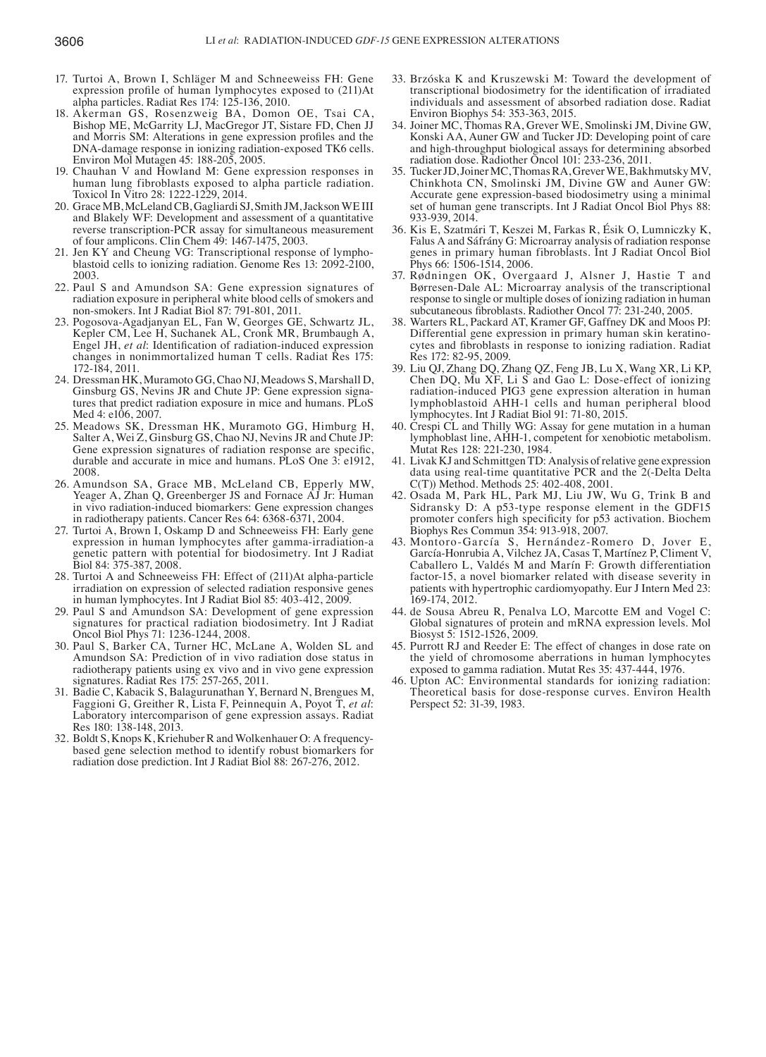17. Turtoi A, Brown I, Schläger M and Schneeweiss FH: Gene expression profile of human lymphocytes exposed to (211)At alpha particles. Radiat Res 174: 125-136, 2010.
18. Akerman GS, Rosenzweig BA, Domon OE, Tsai CA, Bishop ME, McGarrity LJ, MacGregor JT, Sistare FD, Chen JJ and Morris SM: Alterations in gene expression profiles and the DNA-damage response in ionizing radiation-exposed TK6 cells. Environ Mol Mutagen 45: 188-205, 2005.
19. Chauhan V and Howland M: Gene expression responses in human lung fibroblasts exposed to alpha particle radiation. Toxicol In Vitro 28: 1222-1229, 2014.
20. Grace MB, McLeland CB, Gagliardi SJ, Smith JM, Jackson WE III and Blakely WF: Development and assessment of a quantitative reverse transcription-PCR assay for simultaneous measurement of four amplicons. Clin Chem 49: 1467-1475, 2003.
21. Jen KY and Cheung VG: Transcriptional response of lymphoblastoid cells to ionizing radiation. Genome Res 13: 2092-2100, 2003.
22. Paul S and Amundson SA: Gene expression signatures of radiation exposure in peripheral white blood cells of smokers and non-smokers. Int J Radiat Biol 87: 791-801, 2011.
23. Pogosova-Agadjanyan EL, Fan W, Georges GE, Schwartz JL, Kepler CM, Lee H, Suchanek AL, Cronk MR, Brumbaugh A, Engel JH, *et al*: Identification of radiation-induced expression changes in nonimmortalized human T cells. Radiat Res 175: 172-184, 2011.
24. Dressman HK, Muramoto GG, Chao NJ, Meadows S, Marshall D, Ginsburg GS, Nevins JR and Chute JP: Gene expression signatures that predict radiation exposure in mice and humans. PLoS Med 4: e106, 2007.
25. Meadows SK, Dressman HK, Muramoto GG, Himburg H, Salter A, Wei Z, Ginsburg GS, Chao NJ, Nevins JR and Chute JP: Gene expression signatures of radiation response are specific, durable and accurate in mice and humans. PLoS One 3: e1912, 2008.
26. Amundson SA, Grace MB, McLeland CB, Epperly MW, Yeager A, Zhan Q, Greenberger JS and Fornace AJ Jr: Human in vivo radiation-induced biomarkers: Gene expression changes in radiotherapy patients. Cancer Res 64: 6368-6371, 2004.
27. Turtoi A, Brown I, Oskamp D and Schneeweiss FH: Early gene expression in human lymphocytes after gamma-irradiation-a genetic pattern with potential for biodosimetry. Int J Radiat Biol 84: 375-387, 2008.
28. Turtoi A and Schneeweiss FH: Effect of (211)At alpha-particle irradiation on expression of selected radiation responsive genes in human lymphocytes. Int J Radiat Biol 85: 403-412, 2009.
29. Paul S and Amundson SA: Development of gene expression signatures for practical radiation biodosimetry. Int J Radiat Oncol Biol Phys 71: 1236-1244, 2008.
30. Paul S, Barker CA, Turner HC, McLane A, Wolden SL and Amundson SA: Prediction of in vivo radiation dose status in radiotherapy patients using ex vivo and in vivo gene expression signatures. Radiat Res 175: 257-265, 2011.
31. Badie C, Kabacik S, Balagurunathan Y, Bernard N, Brengues M, Faggioni G, Greither R, Lista F, Peinnequin A, Poyot T, *et al*: Laboratory intercomparison of gene expression assays. Radiat Res 180: 138-148, 2013.
32. Boldt S, Knops K, Kriehuber R and Wolkenhauer O: A frequency-based gene selection method to identify robust biomarkers for radiation dose prediction. Int J Radiat Biol 88: 267-276, 2012.
33. Brzóska K and Kruszewski M: Toward the development of transcriptional biodosimetry for the identification of irradiated individuals and assessment of absorbed radiation dose. Radiat Environ Biophys 54: 353-363, 2015.
34. Joiner MC, Thomas RA, Grever WE, Smolinski JM, Divine GW, Konski AA, Auner GW and Tucker JD: Developing point of care and high-throughput biological assays for determining absorbed radiation dose. Radiother Oncol 101: 233-236, 2011.
35. Tucker JD, Joiner MC, Thomas RA, Grever WE, Bakhmutsky MV, Chinkhota CN, Smolinski JM, Divine GW and Auner GW: Accurate gene expression-based biodosimetry using a minimal set of human gene transcripts. Int J Radiat Oncol Biol Phys 88: 933-939, 2014.
36. Kis E, Szatmári T, Keszei M, Farkas R, Ésik O, Lumniczky K, Falus A and Sáfrány G: Microarray analysis of radiation response genes in primary human fibroblasts. Int J Radiat Oncol Biol Phys 66: 1506-1514, 2006.
37. Rødningen OK, Overgaard J, Alsner J, Hastie T and Børresen-Dale AL: Microarray analysis of the transcriptional response to single or multiple doses of ionizing radiation in human subcutaneous fibroblasts. Radiother Oncol 77: 231-240, 2005.
38. Warters RL, Packard AT, Kramer GF, Gaffney DK and Moos PJ: Differential gene expression in primary human skin keratinocytes and fibroblasts in response to ionizing radiation. Radiat Res 172: 82-95, 2009.
39. Liu QJ, Zhang DQ, Zhang QZ, Feng JB, Lu X, Wang XR, Li KP, Chen DQ, Mu XF, Li S and Gao L: Dose-effect of ionizing radiation-induced PIG3 gene expression alteration in human lymphoblastoid AHH-1 cells and human peripheral blood lymphocytes. Int J Radiat Biol 91: 71-80, 2015.
40. Crespi CL and Thilly WG: Assay for gene mutation in a human lymphoblast line, AHH-1, competent for xenobiotic metabolism. Mutat Res 128: 221-230, 1984.
41. Livak KJ and Schmittgen TD: Analysis of relative gene expression data using real-time quantitative PCR and the 2(-Delta Delta C(T)) Method. Methods 25: 402-408, 2001.
42. Osada M, Park HL, Park MJ, Liu JW, Wu G, Trink B and Sidransky D: A p53-type response element in the GDF15 promoter confers high specificity for p53 activation. Biochem Biophys Res Commun 354: 913-918, 2007.
43. Montoro-García S, Hernández-Romero D, Jover E, García-Honrubia A, Vilchez JA, Casas T, Martínez P, Climent V, Caballero L, Valdés M and Marín F: Growth differentiation factor-15, a novel biomarker related with disease severity in patients with hypertrophic cardiomyopathy. Eur J Intern Med 23: 169-174, 2012.
44. de Sousa Abreu R, Penalva LO, Marcotte EM and Vogel C: Global signatures of protein and mRNA expression levels. Mol Biosyst 5: 1512-1526, 2009.
45. Purrott RJ and Reeder E: The effect of changes in dose rate on the yield of chromosome aberrations in human lymphocytes exposed to gamma radiation. Mutat Res 35: 437-444, 1976.
46. Upton AC: Environmental standards for ionizing radiation: Theoretical basis for dose-response curves. Environ Health Perspect 52: 31-39, 1983.